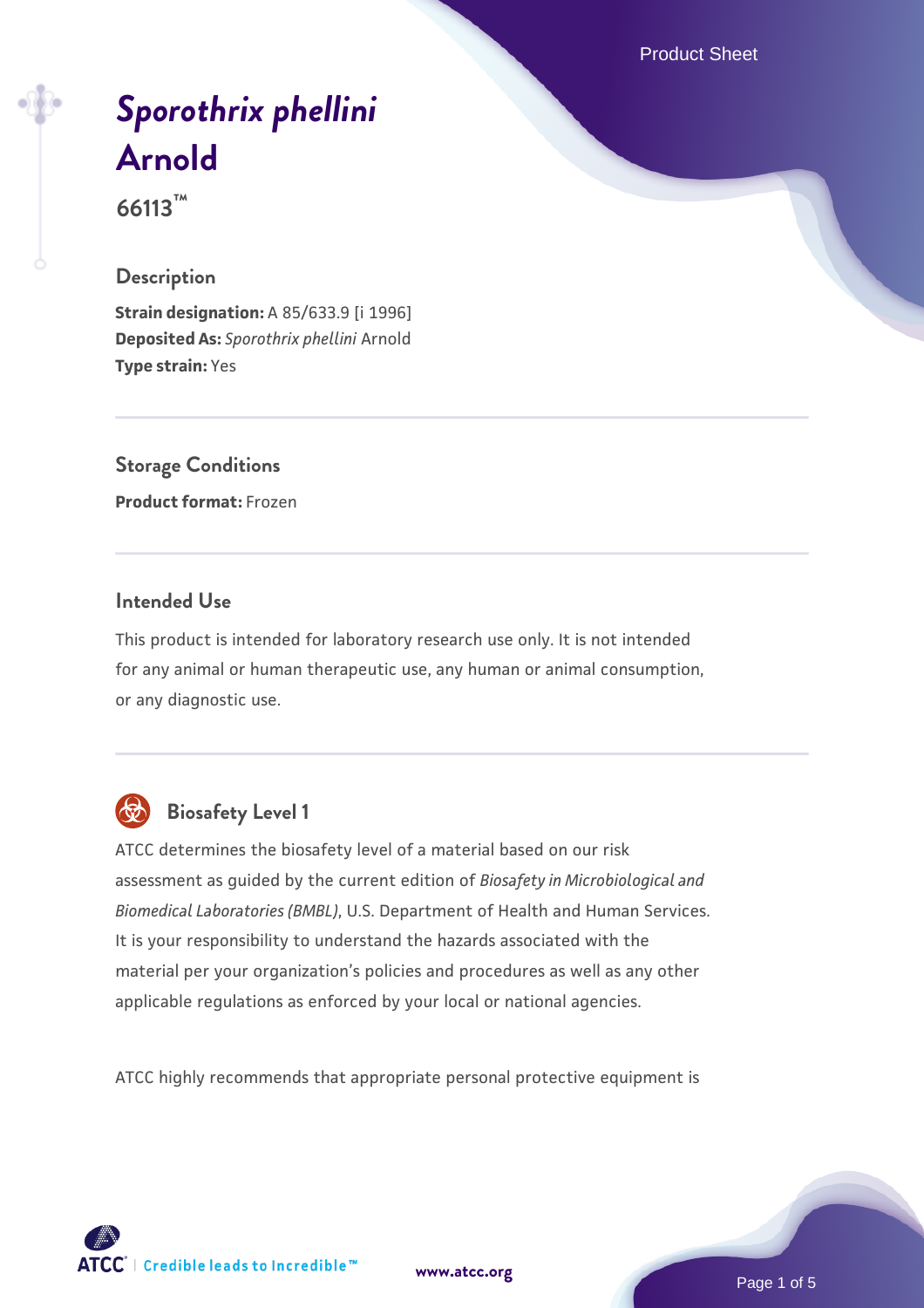# *Sporothrix phellini* Arnold

66113™

## Description

**Strain designation:** A 85/633.9 [i 1996]
**Deposited As:** *Sporothrix phellini* Arnold
**Type strain:** Yes

## Storage Conditions

**Product format:** Frozen

## Intended Use

This product is intended for laboratory research use only. It is not intended for any animal or human therapeutic use, any human or animal consumption, or any diagnostic use.

## Biosafety Level 1

ATCC determines the biosafety level of a material based on our risk assessment as guided by the current edition of *Biosafety in Microbiological and Biomedical Laboratories (BMBL)*, U.S. Department of Health and Human Services. It is your responsibility to understand the hazards associated with the material per your organization's policies and procedures as well as any other applicable regulations as enforced by your local or national agencies.

ATCC highly recommends that appropriate personal protective equipment is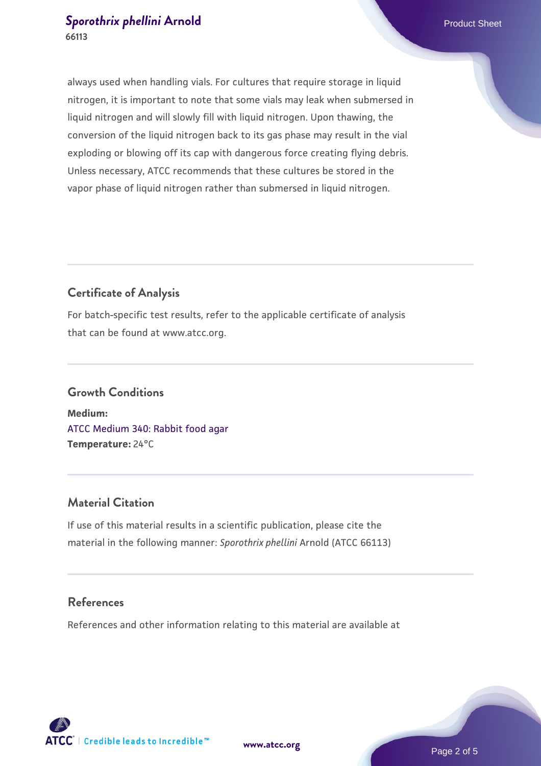always used when handling vials. For cultures that require storage in liquid nitrogen, it is important to note that some vials may leak when submersed in liquid nitrogen and will slowly fill with liquid nitrogen. Upon thawing, the conversion of the liquid nitrogen back to its gas phase may result in the vial exploding or blowing off its cap with dangerous force creating flying debris. Unless necessary, ATCC recommends that these cultures be stored in the vapor phase of liquid nitrogen rather than submersed in liquid nitrogen.

## Certificate of Analysis

For batch-specific test results, refer to the applicable certificate of analysis that can be found at www.atcc.org.

## Growth Conditions

**Medium:**
ATCC Medium 340: Rabbit food agar
**Temperature:** 24°C

## Material Citation

If use of this material results in a scientific publication, please cite the material in the following manner: *Sporothrix phellini* Arnold (ATCC 66113)

## References

References and other information relating to this material are available at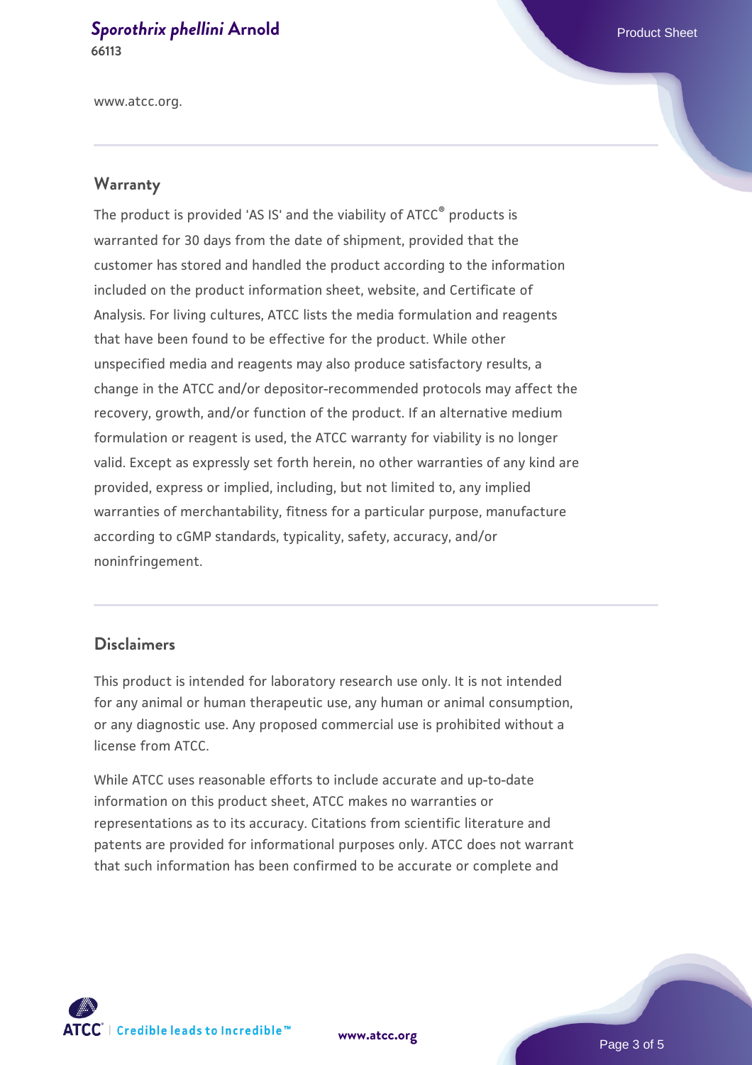www.atcc.org.

## Warranty

The product is provided 'AS IS' and the viability of ATCC® products is warranted for 30 days from the date of shipment, provided that the customer has stored and handled the product according to the information included on the product information sheet, website, and Certificate of Analysis. For living cultures, ATCC lists the media formulation and reagents that have been found to be effective for the product. While other unspecified media and reagents may also produce satisfactory results, a change in the ATCC and/or depositor-recommended protocols may affect the recovery, growth, and/or function of the product. If an alternative medium formulation or reagent is used, the ATCC warranty for viability is no longer valid. Except as expressly set forth herein, no other warranties of any kind are provided, express or implied, including, but not limited to, any implied warranties of merchantability, fitness for a particular purpose, manufacture according to cGMP standards, typicality, safety, accuracy, and/or noninfringement.

## Disclaimers

This product is intended for laboratory research use only. It is not intended for any animal or human therapeutic use, any human or animal consumption, or any diagnostic use. Any proposed commercial use is prohibited without a license from ATCC.

While ATCC uses reasonable efforts to include accurate and up-to-date information on this product sheet, ATCC makes no warranties or representations as to its accuracy. Citations from scientific literature and patents are provided for informational purposes only. ATCC does not warrant that such information has been confirmed to be accurate or complete and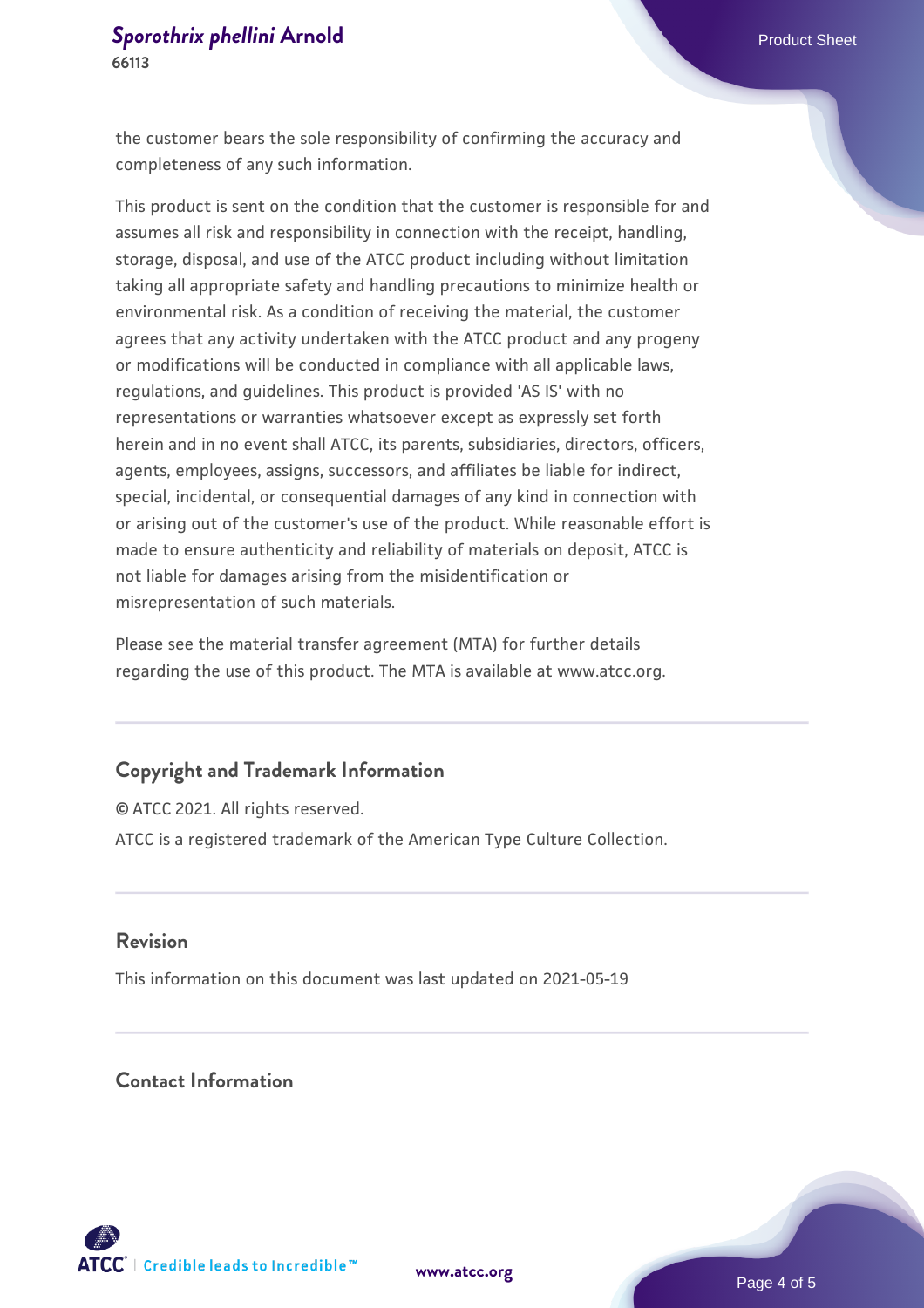the customer bears the sole responsibility of confirming the accuracy and completeness of any such information.

This product is sent on the condition that the customer is responsible for and assumes all risk and responsibility in connection with the receipt, handling, storage, disposal, and use of the ATCC product including without limitation taking all appropriate safety and handling precautions to minimize health or environmental risk. As a condition of receiving the material, the customer agrees that any activity undertaken with the ATCC product and any progeny or modifications will be conducted in compliance with all applicable laws, regulations, and guidelines. This product is provided 'AS IS' with no representations or warranties whatsoever except as expressly set forth herein and in no event shall ATCC, its parents, subsidiaries, directors, officers, agents, employees, assigns, successors, and affiliates be liable for indirect, special, incidental, or consequential damages of any kind in connection with or arising out of the customer's use of the product. While reasonable effort is made to ensure authenticity and reliability of materials on deposit, ATCC is not liable for damages arising from the misidentification or misrepresentation of such materials.

Please see the material transfer agreement (MTA) for further details regarding the use of this product. The MTA is available at www.atcc.org.

## Copyright and Trademark Information

© ATCC 2021. All rights reserved.

ATCC is a registered trademark of the American Type Culture Collection.

## Revision

This information on this document was last updated on 2021-05-19

## Contact Information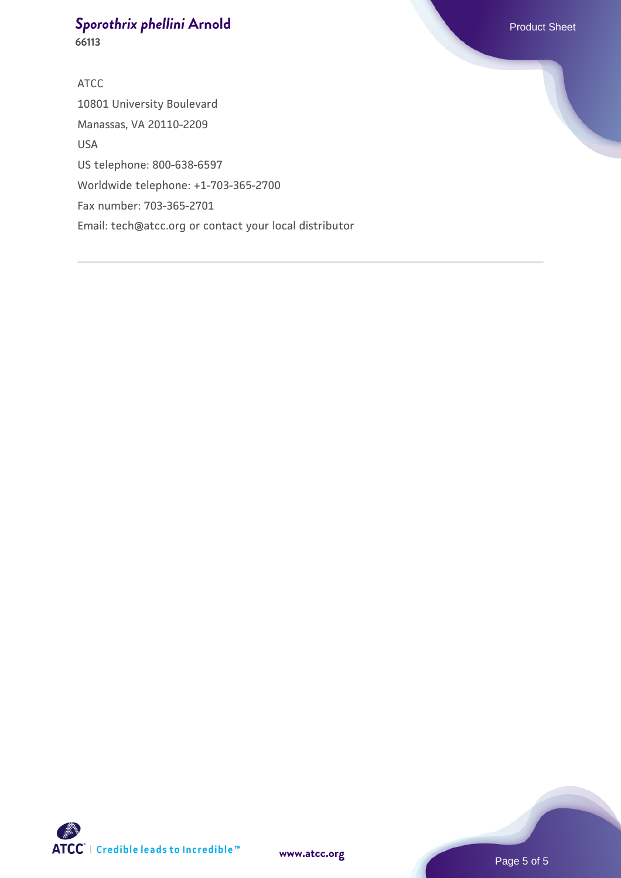ATCC

10801 University Boulevard

Manassas, VA 20110-2209

USA

US telephone: 800-638-6597

Worldwide telephone: +1-703-365-2700

Fax number: 703-365-2701

Email: tech@atcc.org or contact your local distributor